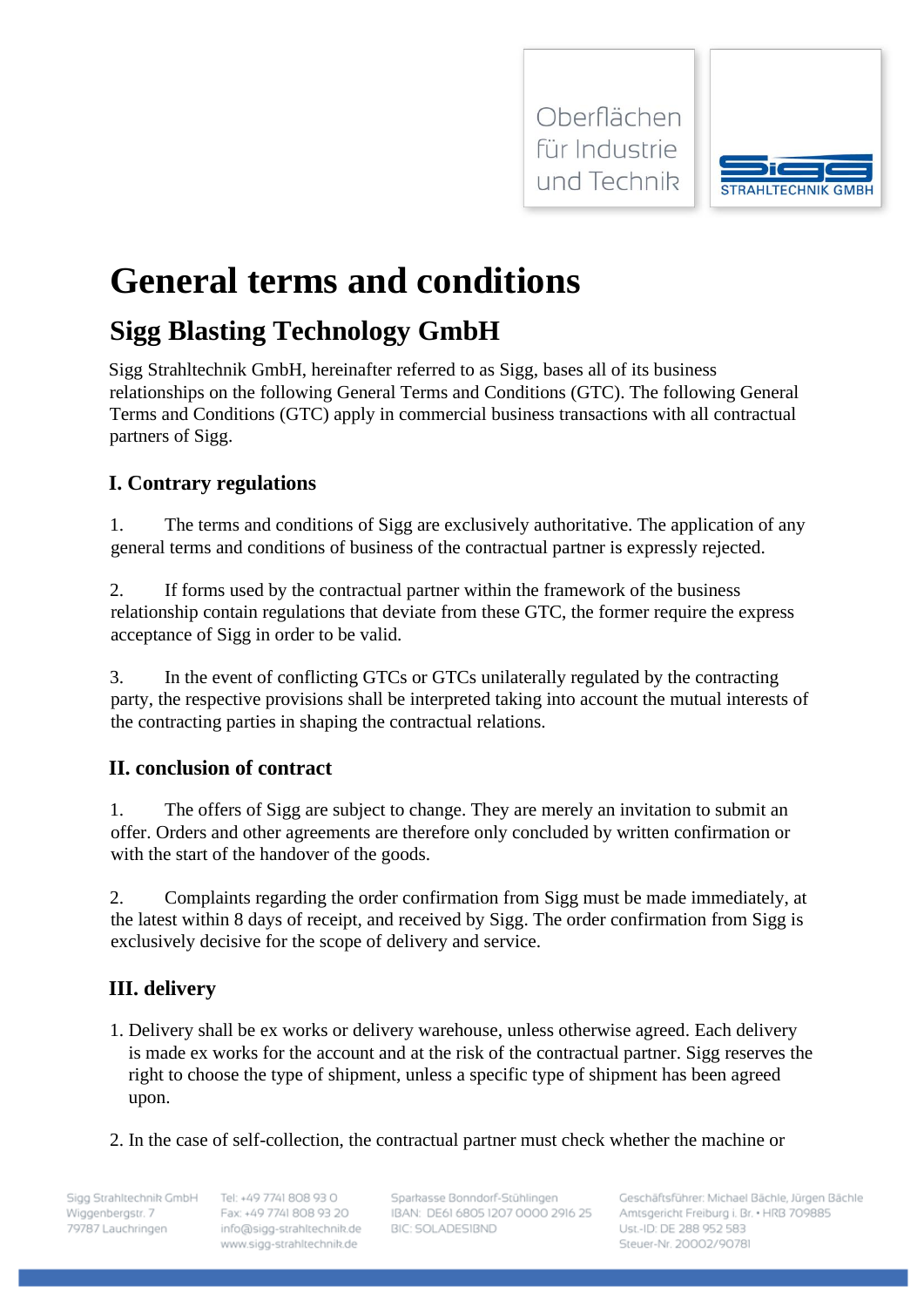# General terms and conditions

## Sigg Blasting Technology GmbH

Sigg Strahltechnik GmbH, hereinafter referred to as Sigg, bases all of its business relationships on the following General Terms and Conditions (GTC). The following General Terms and Conditions (GTC) apply in commercial business transactions with all contractual partners of Sigg.

### I. Contrary regulations

1. The terms and conditions of Sigg are exclusively authoritative. The application of any general terms and conditions of business of the contractual partner is expressly rejected.

2. If forms used by the contractual partner within the framework of the business relationship contain regulations that deviate from these GTC, the former require the express acceptance of Sigg in order to be valid.

3. In the event of conflicting GTCs or GTCs unilaterally regulated by the contracting party, the respective provisions shall be interpreted taking into account the mutual interests of the contracting parties in shaping the contractual relations.

### II. conclusion of contract

1. The offers of Sigg are subject to change. They are merely an invitation to submit an offer. Orders and other agreements are therefore only concluded by written confirmation or with the start of the handover of the goods.

2. Complaints regarding the order confirmation from Sigg must be made immediately, at the latest within 8 days of receipt, and received by Sigg. The order confirmation from Sigg is exclusively decisive for the scope of delivery and service.

### III. delivery

1. Delivery shall be ex works or delivery warehouse, unless otherwise agreed. Each delivery is made ex works for the account and at the risk of the contractual partner. Sigg reserves the right to choose the type of shipment, unless a specific type of shipment has agreed upon.

2. In the case of self-collection, the contractual partner must check whether the machine or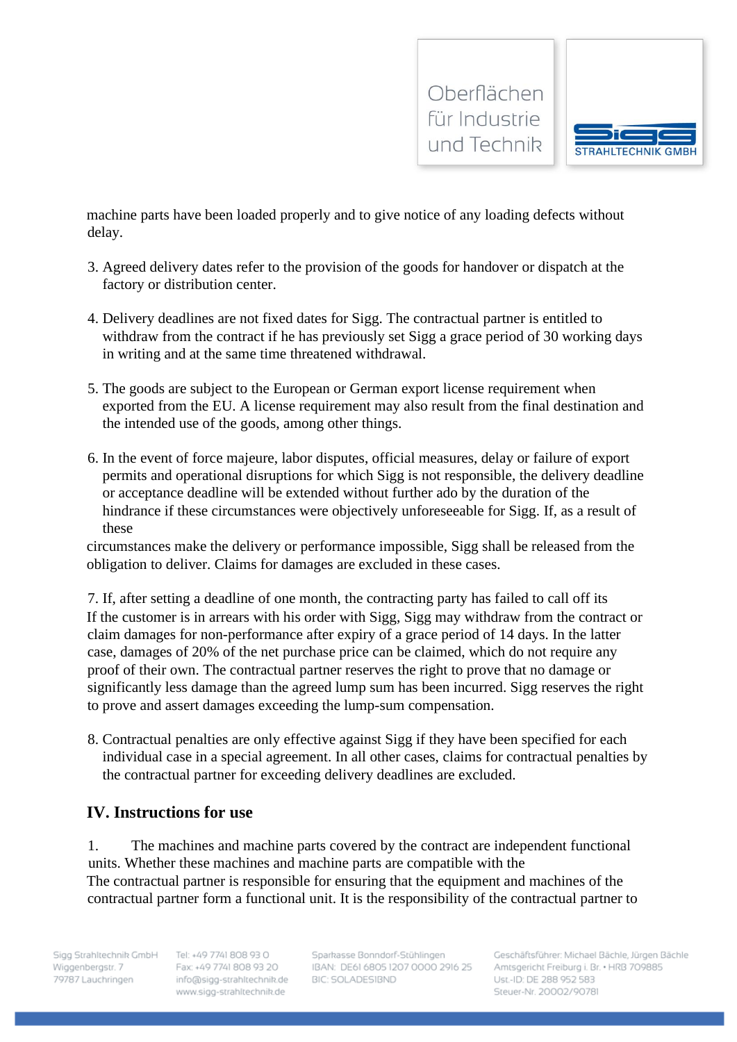machine parts have been loaded properly and to give notice of any loading defects without delay.

3. Agreed delivery dates refer to the provision of the goods for handover or dispatch at the factory or distribution center.

4. Delivery deadlines are not fixed dates for Sigg. The contractual partner is entitled to withdraw from the contract if he has previously set Sigg a grace period of 30 working days in writing and at the same time threatened withdrawal.

5. The goods are subject to the European or German export license requirement when exported from the EU. A license requirement may also result from the final destination and the intended use of the goods, among other things.

6. In the event of force majeure, labor disputes, official measures, delay or failure of export permits and operational disruptions for which Sigg is not responsible, the delivery deadline or acceptance deadline will be extended without further ado by the duration of the hindrance if these circumstances were objectively unforeseeable for Sigg. If, as a result of these
circumstances make the delivery or performance impossible, Sigg shall be released from the obligation to deliver. Claims for damages are excluded in these cases.

7. If, after setting a deadline of one month, the contracting party has failed to call off its
If the customer is in arrears with his order with Sigg, Sigg may withdraw from the contract or claim damages for non-performance after expiry of a grace period of 14 days. In the latter case, damages of 20% of the net purchase price can be claimed, which do not require any proof of their own. The contractual partner reserves the right to prove that no damage or significantly less damage than the agreed lump sum has been incurred. Sigg reserves the right to prove and assert damages exceeding the lump-sum compensation.

8. Contractual penalties are only effective against Sigg if they have been specified for each individual case in a special agreement. In all other cases, claims for contractual penalties by the contractual partner for exceeding delivery deadlines are excluded.

## IV. Instructions for use

1. The machines and machine parts covered by the contract are independent functional units. Whether these machines and machine parts are compatible with the
The contractual partner is responsible for ensuring that the equipment and machines of the contractual partner form a functional unit. It is the responsibility of the contractual partner to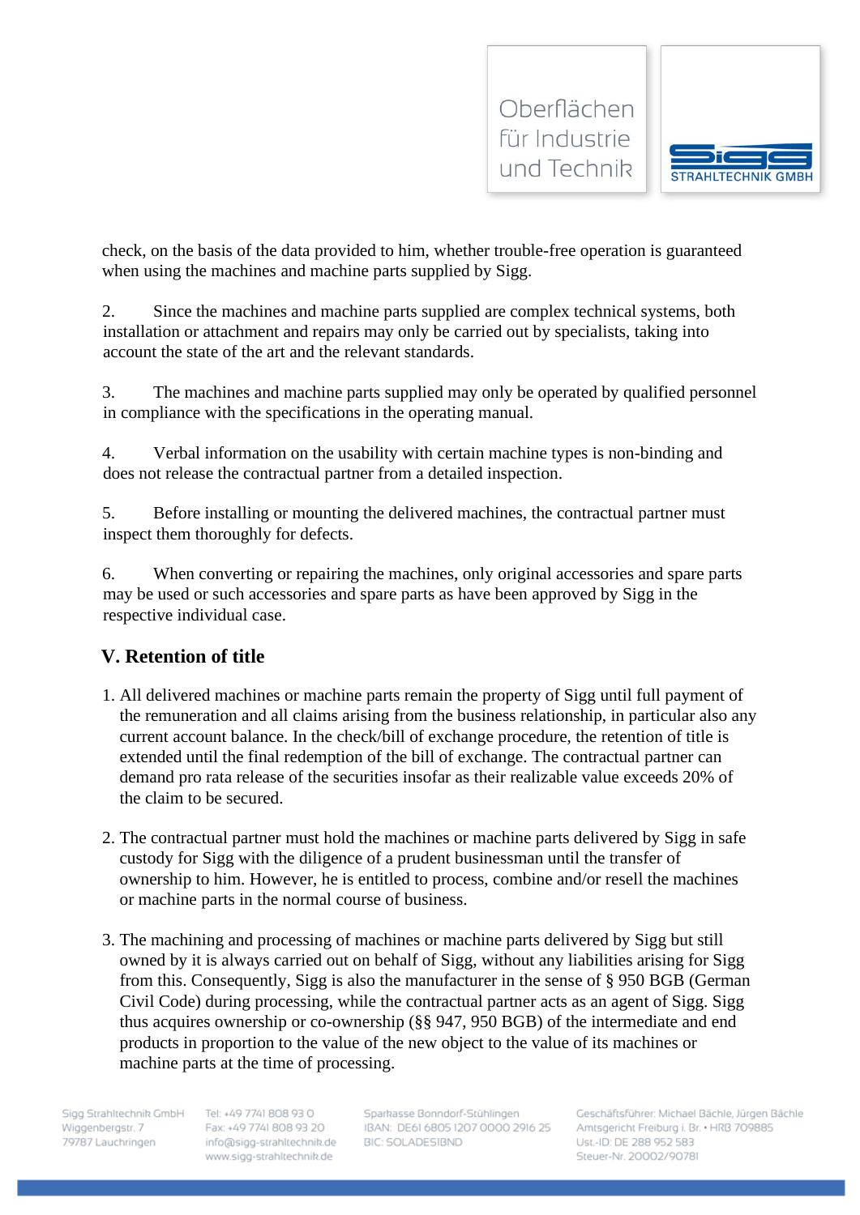check, on the basis of the data provided to him, whether trouble-free operation is guaranteed when using the machines and machine parts supplied by Sigg.

2. Since the machines and machine parts supplied are complex technical systems, both installation or attachment and repairs may only be carried out by specialists, taking into account the state of the art and the relevant standards.

3. The machines and machine parts supplied may only be operated by qualified personnel in compliance with the specifications in the operating manual.

4. Verbal information on the usability with certain machine types is non-binding and does not release the contractual partner from a detailed inspection.

5. Before installing or mounting the delivered machines, the contractual partner must inspect them thoroughly for defects.

6. When converting or repairing the machines, only original accessories and spare parts may be used or such accessories and spare parts as have been approved by Sigg in the respective individual case.

## V. Retention of title

1. All delivered machines or machine parts remain the property of Sigg until full payment of the remuneration and all claims arising from the business relationship, in particular also any current account balance. In the check/bill of exchange procedure, the retention of title is extended until the final redemption of the bill of exchange. The contractual partner can demand pro rata release of the securities insofar as their realizable value exceeds 20% of the claim to be secured.

2. The contractual partner must hold the machines or machine parts delivered by Sigg in safe custody for Sigg with the diligence of a prudent businessman until the transfer of ownership to him. However, he is entitled to process, combine and/or resell the machines or machine parts in the normal course of business.

3. The machining and processing of machines or machine parts delivered by Sigg but still owned by it is always carried out on behalf of Sigg, without any liabilities arising for Sigg from this. Consequently, Sigg is also the manufacturer in the sense of § 950 BGB (German Civil Code) during processing, while the contractual partner acts as an agent of Sigg. Sigg thus acquires ownership or co-ownership (§§ 947, 950 BGB) of the intermediate and end products in proportion to the value of the new object to the value of its machines or machine parts at the time of processing.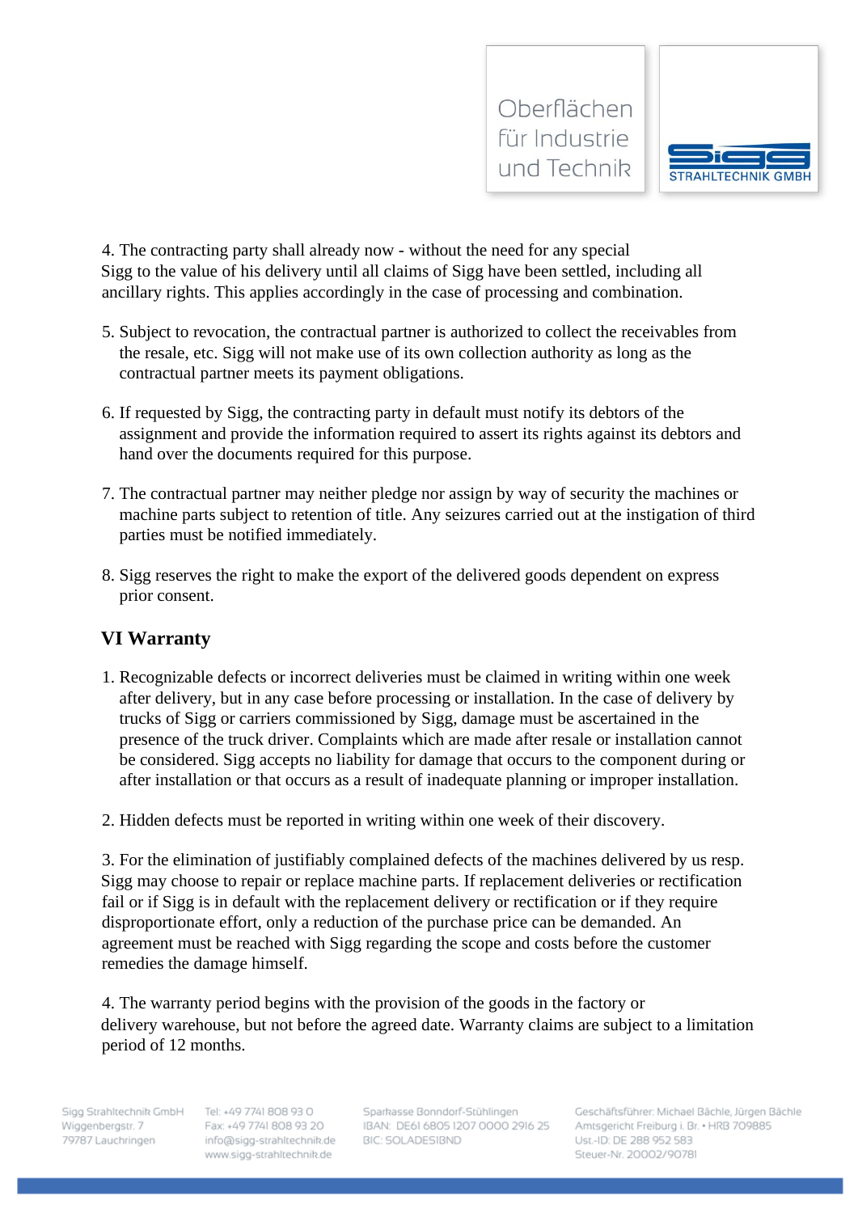4. The contracting party shall already now - without the need for any special Sigg to the value of his delivery until all claims of Sigg have been settled, including all ancillary rights. This applies accordingly in the case of processing and combination.

5. Subject to revocation, the contractual partner is authorized to collect the receivables from the resale, etc. Sigg will not make use of its own collection authority as long as the contractual partner meets its payment obligations.

6. If requested by Sigg, the contracting party in default must notify its debtors of the assignment and provide the information required to assert its rights against its debtors and hand over the documents required for this purpose.

7. The contractual partner may neither pledge nor assign by way of security the machines or machine parts subject to retention of title. Any seizures carried out at the instigation of third parties must be notified immediately.

8. Sigg reserves the right to make the export of the delivered goods dependent on express prior consent.

## VI Warranty

1. Recognizable defects or incorrect deliveries must be claimed in writing within one week after delivery, but in any case before processing or installation. In the case of delivery by trucks of Sigg or carriers commissioned by Sigg, damage must be ascertained in the presence of the truck driver. Complaints which are made after resale or installation cannot be considered. Sigg accepts no liability for damage that occurs to the component during or after installation or that occurs as a result of inadequate planning or improper installation.

2. Hidden defects must be reported in writing within one week of their discovery.

3. For the elimination of justifiably complained defects of the machines delivered by us resp. Sigg may choose to repair or replace machine parts. If replacement deliveries or rectification fail or if Sigg is in default with the replacement delivery or rectification or if they require disproportionate effort, only a reduction of the purchase price can be demanded. An agreement must be reached with Sigg regarding the scope and costs before the customer remedies the damage himself.

4. The warranty period begins with the provision of the goods in the factory or delivery warehouse, but not before the agreed date. Warranty claims are subject to a limitation period of 12 months.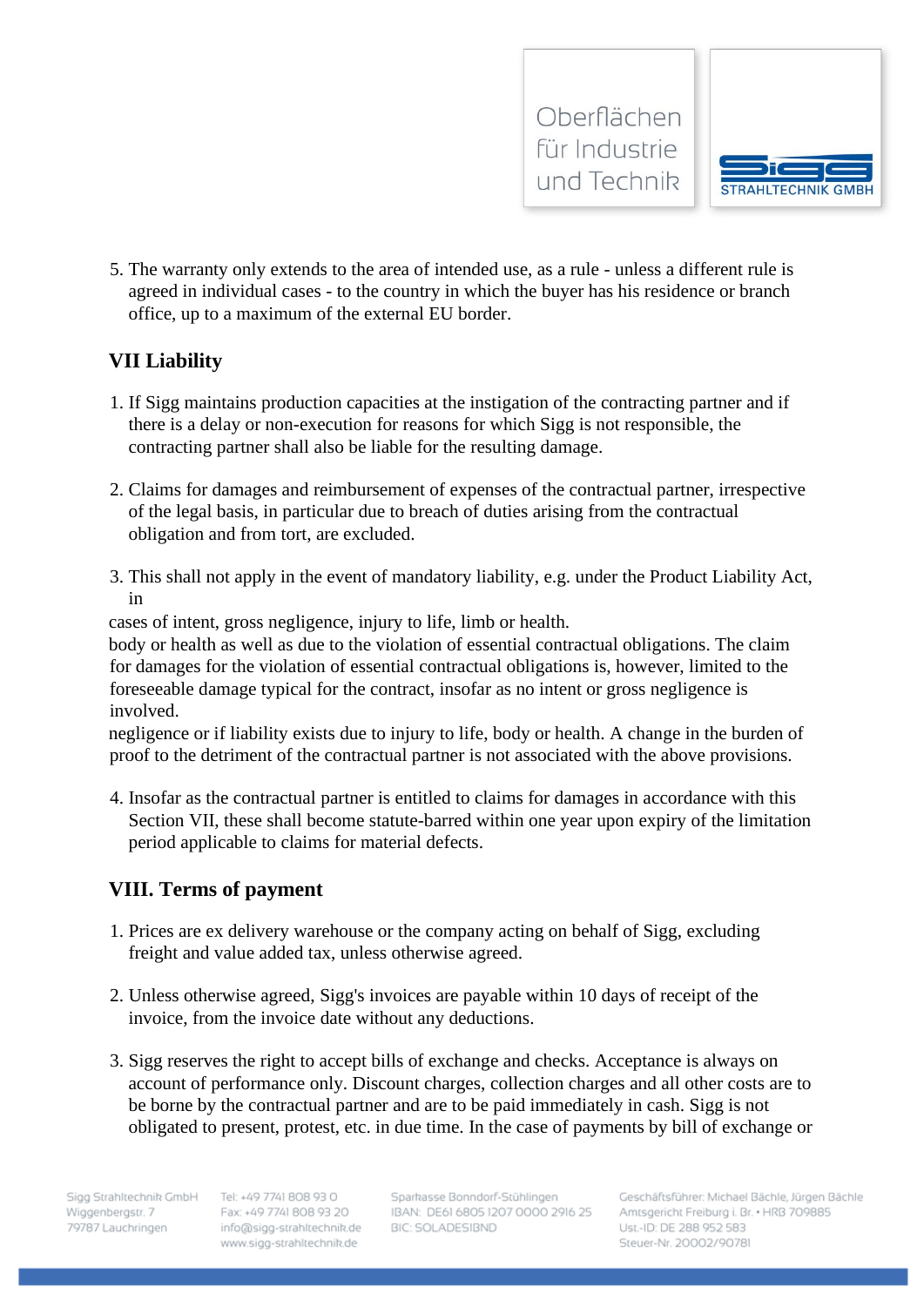5. The warranty only extends to the area of intended use, as a rule - unless a different rule is agreed in individual cases - to the country in which the buyer has his residence or branch office, up to a maximum of the external EU border.

## VII Liability

1. If Sigg maintains production capacities at the instigation of the contracting partner and if there is a delay or non-execution for reasons for which Sigg is not responsible, the contracting partner shall also be liable for the resulting damage.

2. Claims for damages and reimbursement of expenses of the contractual partner, irrespective of the legal basis, in particular due to breach of duties arising from the contractual obligation and from tort, are excluded.

3. This shall not apply in the event of mandatory liability, e.g. under the Product Liability Act, in

cases of intent, gross negligence, injury to life, limb or health.
body or health as well as due to the violation of essential contractual obligations. The claim for damages for the violation of essential contractual obligations is, however, limited to the foreseeable damage typical for the contract, insofar as no intent or gross negligence is involved.
negligence or if liability exists due to injury to life, body or health. A change in the burden of proof to the detriment of the contractual partner is not associated with the above provisions.

4. Insofar as the contractual partner is entitled to claims for damages in accordance with this Section VII, these shall become statute-barred within one year upon expiry of the limitation period applicable to claims for material defects.

## VIII. Terms of payment

1. Prices are ex delivery warehouse or the company acting on behalf of Sigg, excluding freight and value added tax, unless otherwise agreed.

2. Unless otherwise agreed, Sigg's invoices are payable within 10 days of receipt of the invoice, from the invoice date without any deductions.

3. Sigg reserves the right to accept bills of exchange and checks. Acceptance is always on account of performance only. Discount charges, collection charges and all other costs are to be borne by the contractual partner and are to be paid immediately in cash. Sigg is not obligated to present, protest, etc. in due time. In the case of payments by bill of exchange or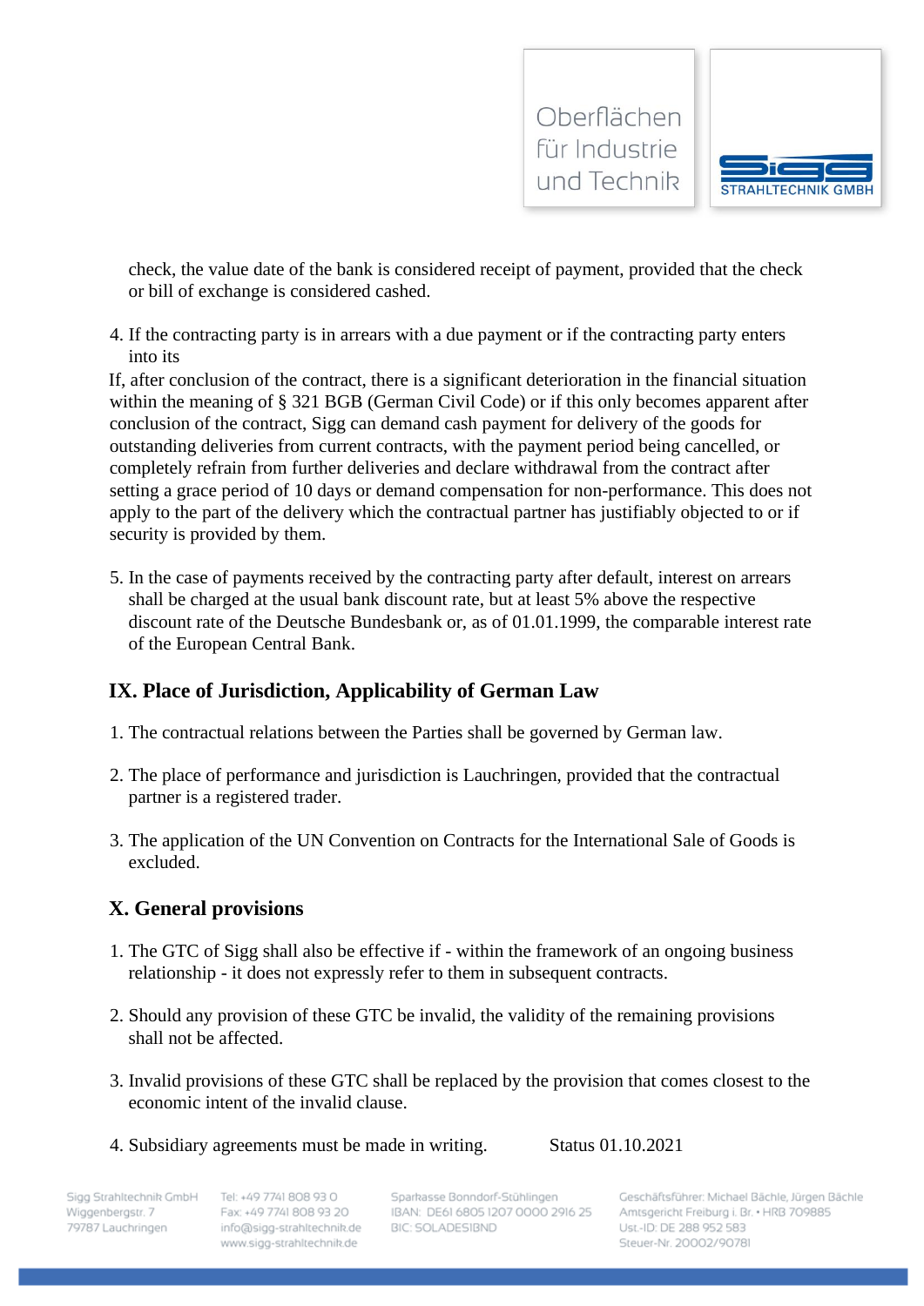check, the value date of the bank is considered receipt of payment, provided that the check or bill of exchange is considered cashed.

4. If the contracting party is in arrears with a due payment or if the contracting party enters into its

If, after conclusion of the contract, there is a significant deterioration in the financial situation within the meaning of § 321 BGB (German Civil Code) or if this only becomes apparent after conclusion of the contract, Sigg can demand cash payment for delivery of the goods for outstanding deliveries from current contracts, with the payment period being cancelled, or completely refrain from further deliveries and declare withdrawal from the contract after setting a grace period of 10 days or demand compensation for non-performance. This does not apply to the part of the delivery which the contractual partner has justifiably objected to or if security is provided by them.

5. In the case of payments received by the contracting party after default, interest on arrears shall be charged at the usual bank discount rate, but at least 5% above the respective discount rate of the Deutsche Bundesbank or, as of 01.01.1999, the comparable interest rate of the European Central Bank.

## IX. Place of Jurisdiction, Applicability of German Law

1. The contractual relations between the Parties shall be governed by German law.

2. The place of performance and jurisdiction is Lauchringen, provided that the contractual partner is a registered trader.

3. The application of the UN Convention on Contracts for the International Sale of Goods is excluded.

## X. General provisions

1. The GTC of Sigg shall also be effective if - within the framework of an ongoing business relationship - it does not expressly refer to them in subsequent contracts.

2. Should any provision of these GTC be invalid, the validity of the remaining provisions shall not be affected.

3. Invalid provisions of these GTC shall be replaced by the provision that comes closest to the economic intent of the invalid clause.

4. Subsidiary agreements must be made in writing.

Status 01.10.2021